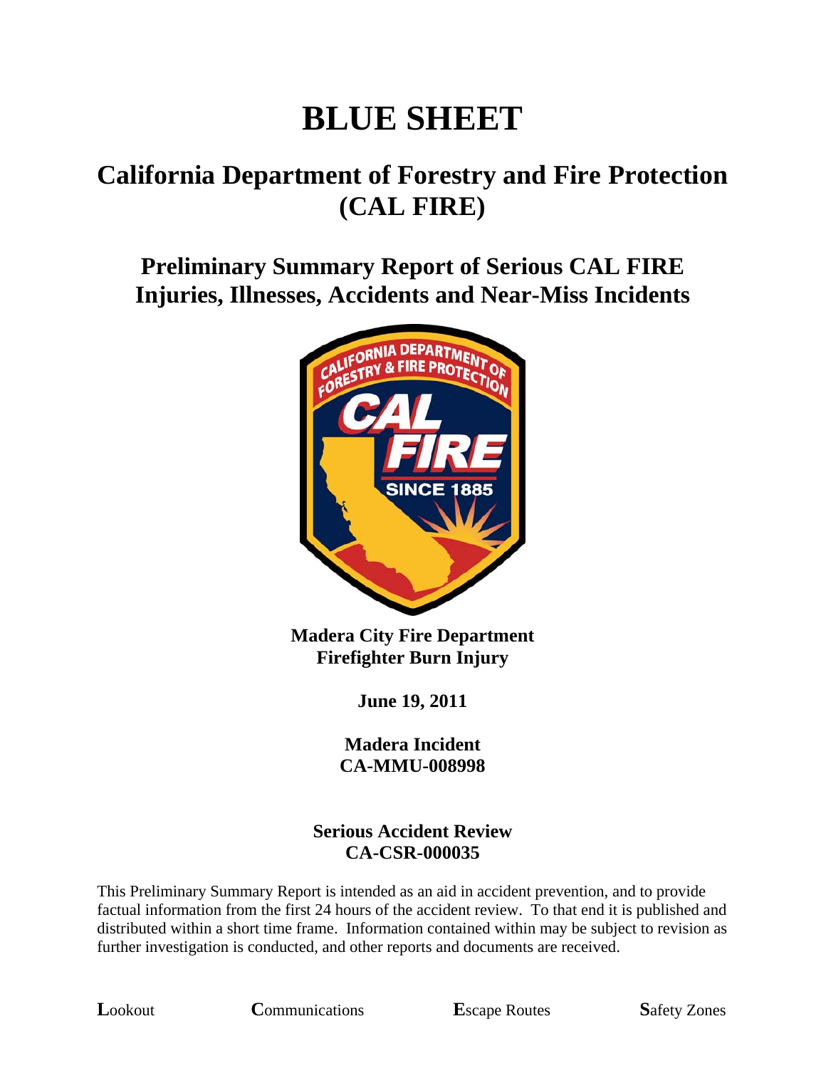# BLUE SHEET

## California Department of Forestry and Fire Protection (CAL FIRE)

### Preliminary Summary Report of Serious CAL FIRE Injuries, Illnesses, Accidents and Near-Miss Incidents

**Madera City Fire Department**
**Firefighter Burn Injury**

**June 19, 2011**

**Madera Incident**
**CA-MMU-008998**

**Serious Accident Review**
**CA-CSR-000035**

This Preliminary Summary Report is intended as an aid in accident prevention, and to provide factual information from the first 24 hours of the accident review. To that end it is published and distributed within a short time frame. Information contained within may be subject to revision as further investigation is conducted, and other reports and documents are received.

**L**ookout **C**ommunications **E**scape Routes **S**afety Zones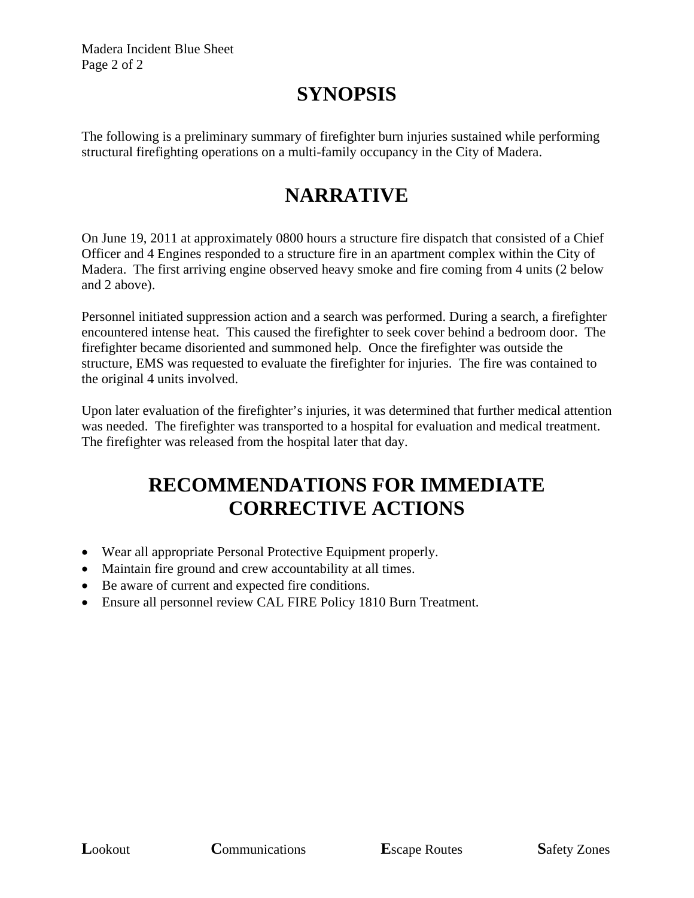# SYNOPSIS

The following is a preliminary summary of firefighter burn injuries sustained while performing structural firefighting operations on a multi-family occupancy in the City of Madera.

# NARRATIVE

On June 19, 2011 at approximately 0800 hours a structure fire dispatch that consisted of a Chief Officer and 4 Engines responded to a structure fire in an apartment complex within the City of Madera. The first arriving engine observed heavy smoke and fire coming from 4 units (2 below and 2 above).

Personnel initiated suppression action and a search was performed. During a search, a firefighter encountered intense heat. This caused the firefighter to seek cover behind a bedroom door. The firefighter became disoriented and summoned help. Once the firefighter was outside the structure, EMS was requested to evaluate the firefighter for injuries. The fire was contained to the original 4 units involved.

Upon later evaluation of the firefighter's injuries, it was determined that further medical attention was needed. The firefighter was transported to a hospital for evaluation and medical treatment. The firefighter was released from the hospital later that day.

# RECOMMENDATIONS FOR IMMEDIATE CORRECTIVE ACTIONS

- Wear all appropriate Personal Protective Equipment properly.
- Maintain fire ground and crew accountability at all times.
- Be aware of current and expected fire conditions.
- Ensure all personnel review CAL FIRE Policy 1810 Burn Treatment.